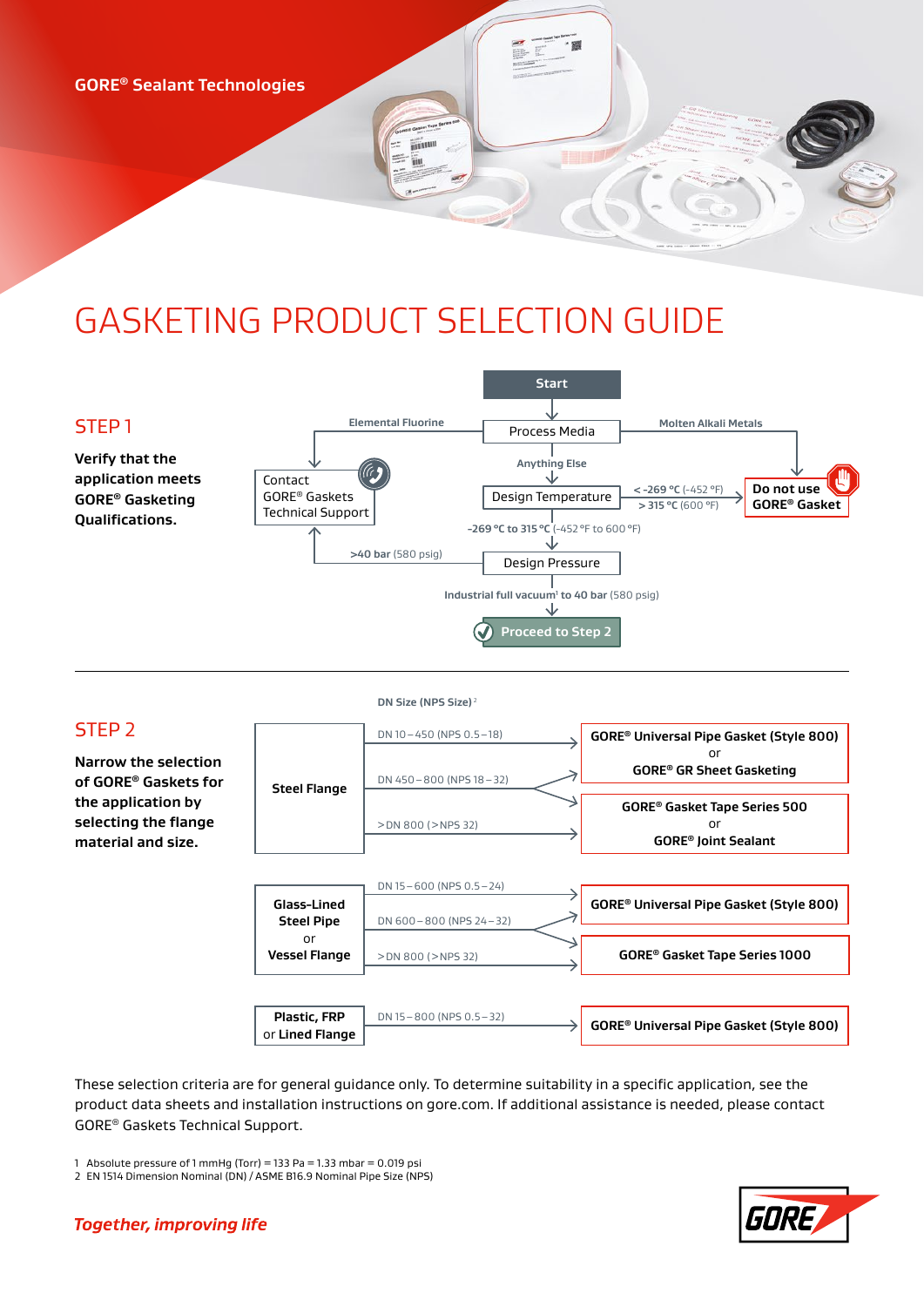GORE® Sealant Technologies

# GASKETING PRODUCT SELECTION GUIDE

## STEP 1

**Verify that the application meets GORE® Gasketing Qualifications.**

Start

Process Media

- Elemental Fluorine → Contact GORE® Gaskets Technical Support
- Molten Alkali Metals → Do not use GORE® Gasket
- Anything Else → Design Temperature

Design Temperature

- < -269 °C (-452 °F) / > 315 °C (600 °F) → Do not use GORE® Gasket
- -269 °C to 315 °C (-452 °F to 600 °F) → Design Pressure

Design Pressure

- >40 bar (580 psig) → Contact GORE® Gaskets Technical Support
- Industrial full vacuum[1] to 40 bar (580 psig) → Proceed to Step 2

## STEP 2

**Narrow the selection of GORE® Gaskets for the application by selecting the flange material and size.**

| Flange | DN Size (NPS Size)[2] | Product |
|---|---|---|
| Steel Flange | DN 10 – 450 (NPS 0.5 – 18) | GORE® Universal Pipe Gasket (Style 800) or GORE® GR Sheet Gasketing |
| Steel Flange | DN 450 – 800 (NPS 18 – 32) | GORE® Universal Pipe Gasket (Style 800) or GORE® GR Sheet Gasketing; GORE® Gasket Tape Series 500 or GORE® Joint Sealant |
| Steel Flange | > DN 800 (> NPS 32) | GORE® Gasket Tape Series 500 or GORE® Joint Sealant |
| Glass-Lined Steel Pipe or Vessel Flange | DN 15 – 600 (NPS 0.5 – 24) | GORE® Universal Pipe Gasket (Style 800) |
| Glass-Lined Steel Pipe or Vessel Flange | DN 600 – 800 (NPS 24 – 32) | GORE® Universal Pipe Gasket (Style 800); GORE® Gasket Tape Series 1000 |
| Glass-Lined Steel Pipe or Vessel Flange | > DN 800 (> NPS 32) | GORE® Gasket Tape Series 1000 |
| Plastic, FRP or Lined Flange | DN 15 – 800 (NPS 0.5 – 32) | GORE® Universal Pipe Gasket (Style 800) |

These selection criteria are for general guidance only. To determine suitability in a specific application, see the product data sheets and installation instructions on gore.com. If additional assistance is needed, please contact GORE® Gaskets Technical Support.

1 Absolute pressure of 1 mmHg (Torr) = 133 Pa = 1.33 mbar = 0.019 psi
2 EN 1514 Dimension Nominal (DN) / ASME B16.9 Nominal Pipe Size (NPS)

*Together, improving life*

GORE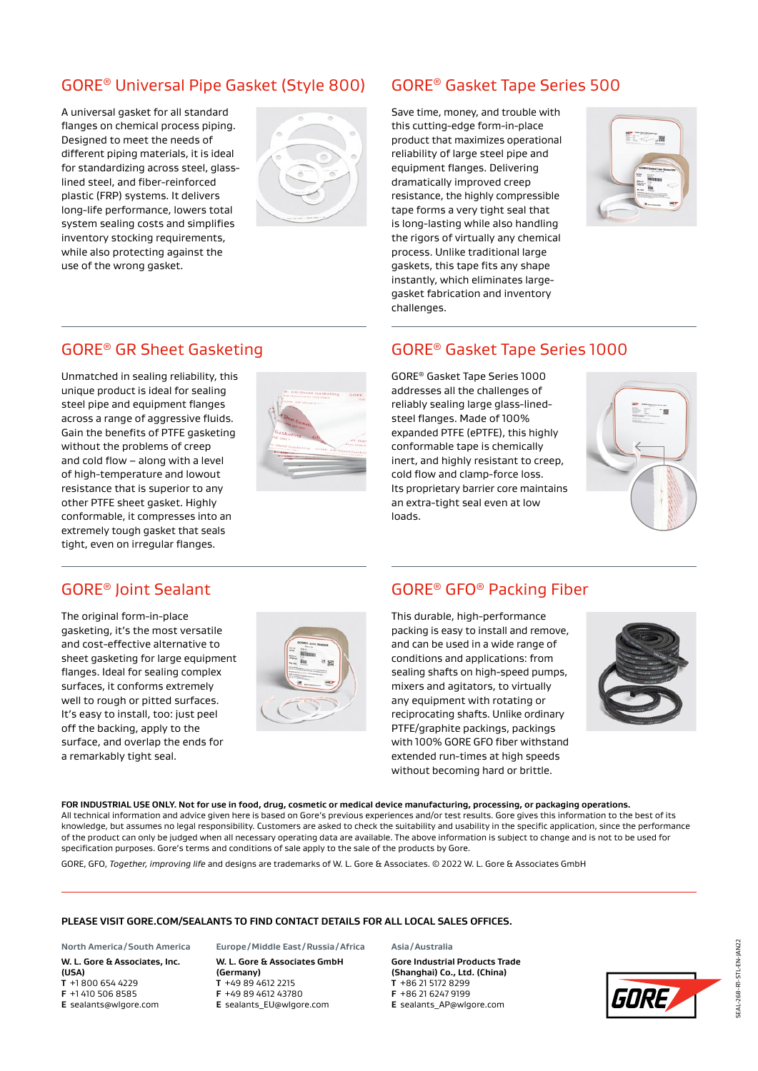## GORE® Universal Pipe Gasket (Style 800)

A universal gasket for all standard flanges on chemical process piping. Designed to meet the needs of different piping materials, it is ideal for standardizing across steel, glass-lined steel, and fiber-reinforced plastic (FRP) systems. It delivers long-life performance, lowers total system sealing costs and simplifies inventory stocking requirements, while also protecting against the use of the wrong gasket.

## GORE® Gasket Tape Series 500

Save time, money, and trouble with this cutting-edge form-in-place product that maximizes operational reliability of large steel pipe and equipment flanges. Delivering dramatically improved creep resistance, the highly compressible tape forms a very tight seal that is long-lasting while also handling the rigors of virtually any chemical process. Unlike traditional large gaskets, this tape fits any shape instantly, which eliminates large-gasket fabrication and inventory challenges.

## GORE® GR Sheet Gasketing

Unmatched in sealing reliability, this unique product is ideal for sealing steel pipe and equipment flanges across a range of aggressive fluids. Gain the benefits of PTFE gasketing without the problems of creep and cold flow – along with a level of high-temperature and lowout resistance that is superior to any other PTFE sheet gasket. Highly conformable, it compresses into an extremely tough gasket that seals tight, even on irregular flanges.

## GORE® Gasket Tape Series 1000

GORE® Gasket Tape Series 1000 addresses all the challenges of reliably sealing large glass-lined-steel flanges. Made of 100% expanded PTFE (ePTFE), this highly conformable tape is chemically inert, and highly resistant to creep, cold flow and clamp-force loss. Its proprietary barrier core maintains an extra-tight seal even at low loads.

## GORE® Joint Sealant

The original form-in-place gasketing, it's the most versatile and cost-effective alternative to sheet gasketing for large equipment flanges. Ideal for sealing complex surfaces, it conforms extremely well to rough or pitted surfaces. It's easy to install, too: just peel off the backing, apply to the surface, and overlap the ends for a remarkably tight seal.

## GORE® GFO® Packing Fiber

This durable, high-performance packing is easy to install and remove, and can be used in a wide range of conditions and applications: from sealing shafts on high-speed pumps, mixers and agitators, to virtually any equipment with rotating or reciprocating shafts. Unlike ordinary PTFE/graphite packings, packings with 100% GORE GFO fiber withstand extended run-times at high speeds without becoming hard or brittle.

**FOR INDUSTRIAL USE ONLY. Not for use in food, drug, cosmetic or medical device manufacturing, processing, or packaging operations.**
All technical information and advice given here is based on Gore's previous experiences and/or test results. Gore gives this information to the best of its knowledge, but assumes no legal responsibility. Customers are asked to check the suitability and usability in the specific application, since the performance of the product can only be judged when all necessary operating data are available. The above information is subject to change and is not to be used for specification purposes. Gore's terms and conditions of sale apply to the sale of the products by Gore.

GORE, GFO, *Together, improving life* and designs are trademarks of W. L. Gore & Associates. © 2022 W. L. Gore & Associates GmbH

**PLEASE VISIT GORE.COM/SEALANTS TO FIND CONTACT DETAILS FOR ALL LOCAL SALES OFFICES.**

North America/South America

**W. L. Gore & Associates, Inc. (USA)**
**T** +1 800 654 4229
**F** +1 410 506 8585
**E** sealants@wlgore.com

Europe/Middle East/Russia/Africa

**W. L. Gore & Associates GmbH (Germany)**
**T** +49 89 4612 2215
**F** +49 89 4612 43780
**E** sealants_EU@wlgore.com

Asia/Australia

**Gore Industrial Products Trade (Shanghai) Co., Ltd. (China)**
**T** +86 21 5172 8299
**F** +86 21 6247 9199
**E** sealants_AP@wlgore.com

GORE

SEAL-268-RI-STL-EN-JAN22